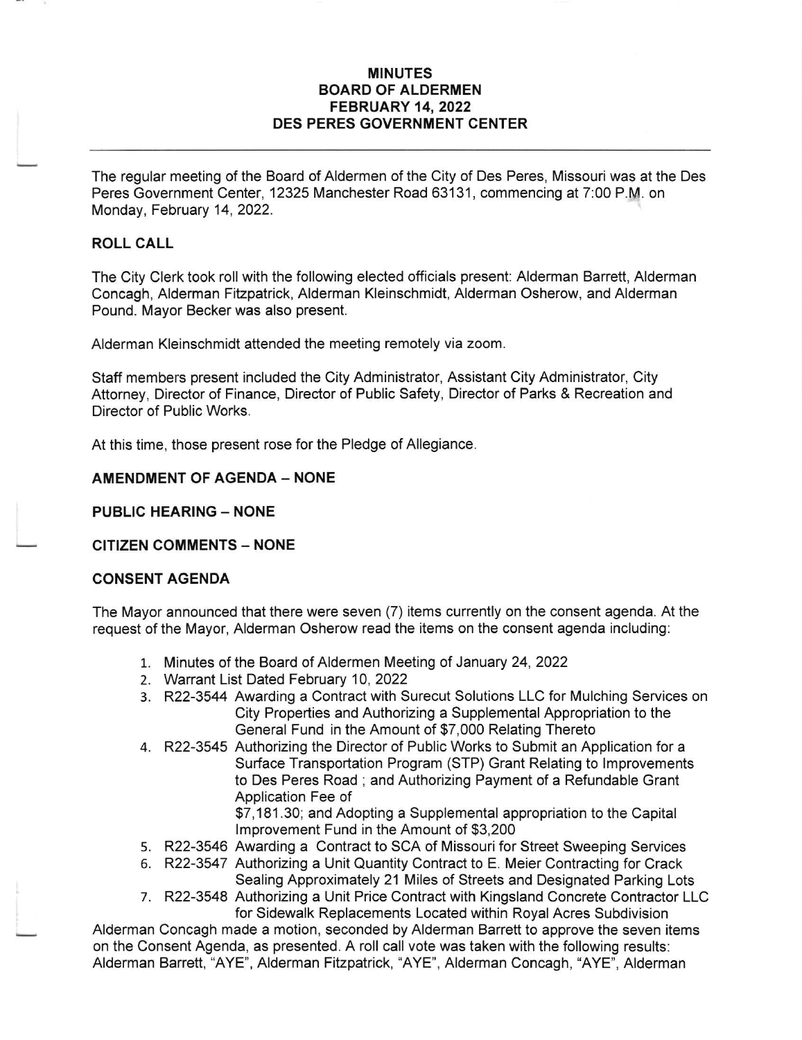# MINUTES
## BOARD OF ALDERMEN
## FEBRUARY 14, 2022
## DES PERES GOVERNMENT CENTER

---

The regular meeting of the Board of Aldermen of the City of Des Peres, Missouri was at the Des Peres Government Center, 12325 Manchester Road 63131, commencing at 7:00 P.M. on Monday, February 14, 2022.

**ROLL CALL**

The City Clerk took roll with the following elected officials present: Alderman Barrett, Alderman Concagh, Alderman Fitzpatrick, Alderman Kleinschmidt, Alderman Osherow, and Alderman Pound. Mayor Becker was also present.

Alderman Kleinschmidt attended the meeting remotely via zoom.

Staff members present included the City Administrator, Assistant City Administrator, City Attorney, Director of Finance, Director of Public Safety, Director of Parks & Recreation and Director of Public Works.

At this time, those present rose for the Pledge of Allegiance.

**AMENDMENT OF AGENDA – NONE**

**PUBLIC HEARING – NONE**

**CITIZEN COMMENTS – NONE**

**CONSENT AGENDA**

The Mayor announced that there were seven (7) items currently on the consent agenda. At the request of the Mayor, Alderman Osherow read the items on the consent agenda including:

1. Minutes of the Board of Aldermen Meeting of January 24, 2022
2. Warrant List Dated February 10, 2022
3. R22-3544 Awarding a Contract with Surecut Solutions LLC for Mulching Services on City Properties and Authorizing a Supplemental Appropriation to the General Fund in the Amount of $7,000 Relating Thereto
4. R22-3545 Authorizing the Director of Public Works to Submit an Application for a Surface Transportation Program (STP) Grant Relating to Improvements to Des Peres Road ; and Authorizing Payment of a Refundable Grant Application Fee of $7,181.30; and Adopting a Supplemental appropriation to the Capital Improvement Fund in the Amount of $3,200
5. R22-3546 Awarding a Contract to SCA of Missouri for Street Sweeping Services
6. R22-3547 Authorizing a Unit Quantity Contract to E. Meier Contracting for Crack Sealing Approximately 21 Miles of Streets and Designated Parking Lots
7. R22-3548 Authorizing a Unit Price Contract with Kingsland Concrete Contractor LLC for Sidewalk Replacements Located within Royal Acres Subdivision

Alderman Concagh made a motion, seconded by Alderman Barrett to approve the seven items on the Consent Agenda, as presented. A roll call vote was taken with the following results: Alderman Barrett, "AYE", Alderman Fitzpatrick, "AYE", Alderman Concagh, "AYE", Alderman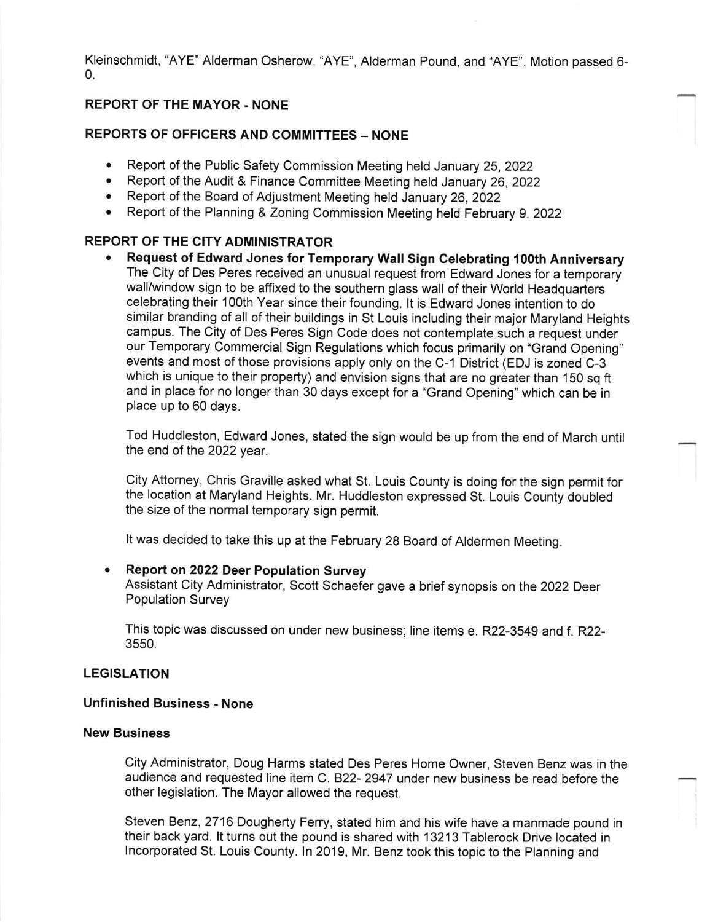Kleinschmidt, "AYE" Alderman Osherow, "AYE", Alderman Pound, and "AYE". Motion passed 6-0.

## REPORT OF THE MAYOR - NONE

## REPORTS OF OFFICERS AND COMMITTEES – NONE

- Report of the Public Safety Commission Meeting held January 25, 2022
- Report of the Audit & Finance Committee Meeting held January 26, 2022
- Report of the Board of Adjustment Meeting held January 26, 2022
- Report of the Planning & Zoning Commission Meeting held February 9, 2022

## REPORT OF THE CITY ADMINISTRATOR

- **Request of Edward Jones for Temporary Wall Sign Celebrating 100th Anniversary**
  The City of Des Peres received an unusual request from Edward Jones for a temporary wall/window sign to be affixed to the southern glass wall of their World Headquarters celebrating their 100th Year since their founding. It is Edward Jones intention to do similar branding of all of their buildings in St Louis including their major Maryland Heights campus. The City of Des Peres Sign Code does not contemplate such a request under our Temporary Commercial Sign Regulations which focus primarily on "Grand Opening" events and most of those provisions apply only on the C-1 District (EDJ is zoned C-3 which is unique to their property) and envision signs that are no greater than 150 sq ft and in place for no longer than 30 days except for a "Grand Opening" which can be in place up to 60 days.

  Tod Huddleston, Edward Jones, stated the sign would be up from the end of March until the end of the 2022 year.

  City Attorney, Chris Graville asked what St. Louis County is doing for the sign permit for the location at Maryland Heights. Mr. Huddleston expressed St. Louis County doubled the size of the normal temporary sign permit.

  It was decided to take this up at the February 28 Board of Aldermen Meeting.

- **Report on 2022 Deer Population Survey**
  Assistant City Administrator, Scott Schaefer gave a brief synopsis on the 2022 Deer Population Survey

  This topic was discussed on under new business; line items e. R22-3549 and f. R22-3550.

## LEGISLATION

### Unfinished Business - None

### New Business

City Administrator, Doug Harms stated Des Peres Home Owner, Steven Benz was in the audience and requested line item C. B22- 2947 under new business be read before the other legislation. The Mayor allowed the request.

Steven Benz, 2716 Dougherty Ferry, stated him and his wife have a manmade pound in their back yard. It turns out the pound is shared with 13213 Tablerock Drive located in Incorporated St. Louis County. In 2019, Mr. Benz took this topic to the Planning and